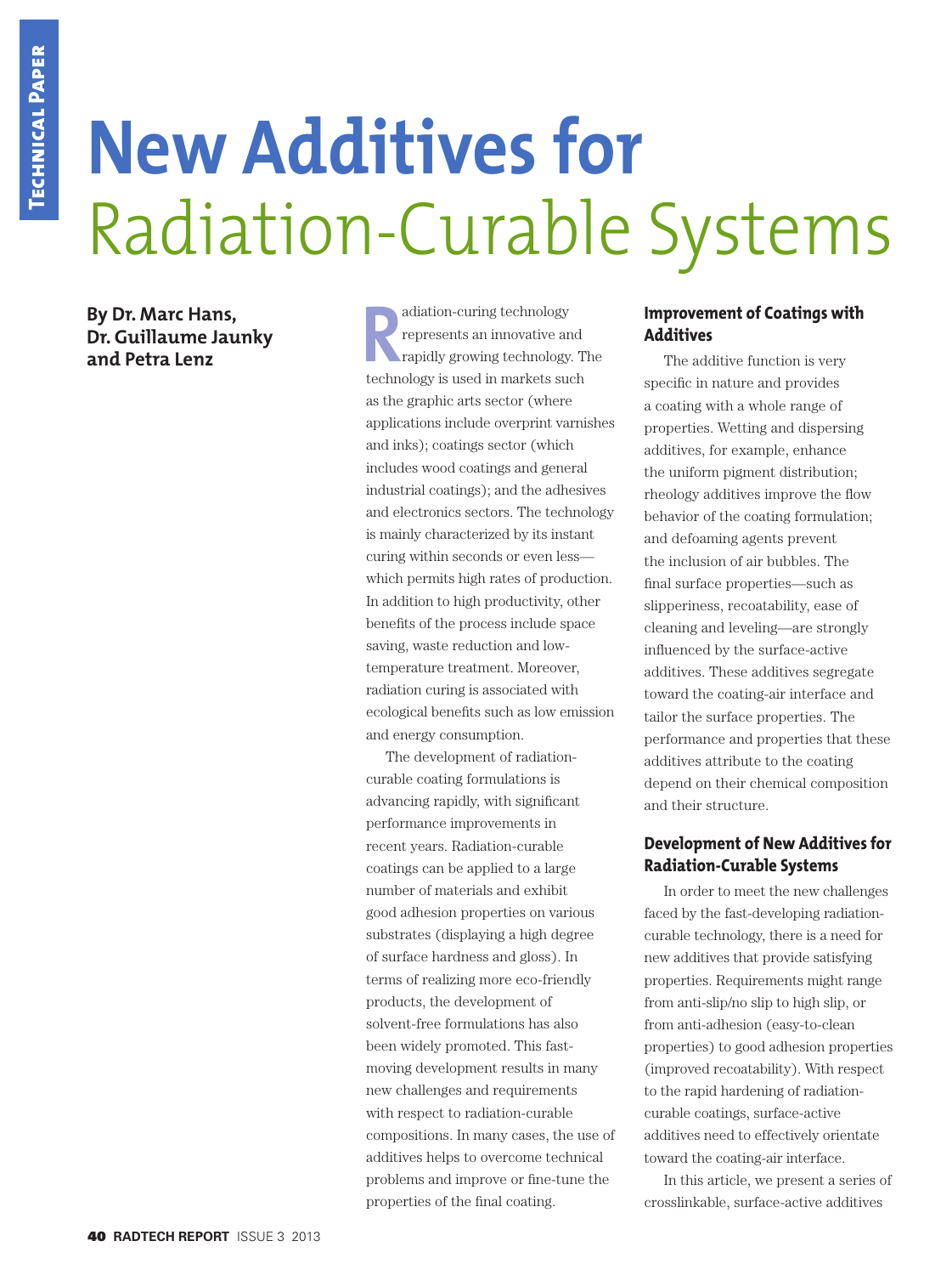# New Additives for Radiation-Curable Systems

**By Dr. Marc Hans, Dr. Guillaume Jaunky and Petra Lenz**

Radiation-curing technology represents an innovative and rapidly growing technology. The technology is used in markets such as the graphic arts sector (where applications include overprint varnishes and inks); coatings sector (which includes wood coatings and general industrial coatings); and the adhesives and electronics sectors. The technology is mainly characterized by its instant curing within seconds or even less—which permits high rates of production. In addition to high productivity, other benefits of the process include space saving, waste reduction and low-temperature treatment. Moreover, radiation curing is associated with ecological benefits such as low emission and energy consumption.

The development of radiation-curable coating formulations is advancing rapidly, with significant performance improvements in recent years. Radiation-curable coatings can be applied to a large number of materials and exhibit good adhesion properties on various substrates (displaying a high degree of surface hardness and gloss). In terms of realizing more eco-friendly products, the development of solvent-free formulations has also been widely promoted. This fast-moving development results in many new challenges and requirements with respect to radiation-curable compositions. In many cases, the use of additives helps to overcome technical problems and improve or fine-tune the properties of the final coating.

## Improvement of Coatings with Additives

The additive function is very specific in nature and provides a coating with a whole range of properties. Wetting and dispersing additives, for example, enhance the uniform pigment distribution; rheology additives improve the flow behavior of the coating formulation; and defoaming agents prevent the inclusion of air bubbles. The final surface properties—such as slipperiness, recoatability, ease of cleaning and leveling—are strongly influenced by the surface-active additives. These additives segregate toward the coating-air interface and tailor the surface properties. The performance and properties that these additives attribute to the coating depend on their chemical composition and their structure.

## Development of New Additives for Radiation-Curable Systems

In order to meet the new challenges faced by the fast-developing radiation-curable technology, there is a need for new additives that provide satisfying properties. Requirements might range from anti-slip/no slip to high slip, or from anti-adhesion (easy-to-clean properties) to good adhesion properties (improved recoatability). With respect to the rapid hardening of radiation-curable coatings, surface-active additives need to effectively orientate toward the coating-air interface.

In this article, we present a series of crosslinkable, surface-active additives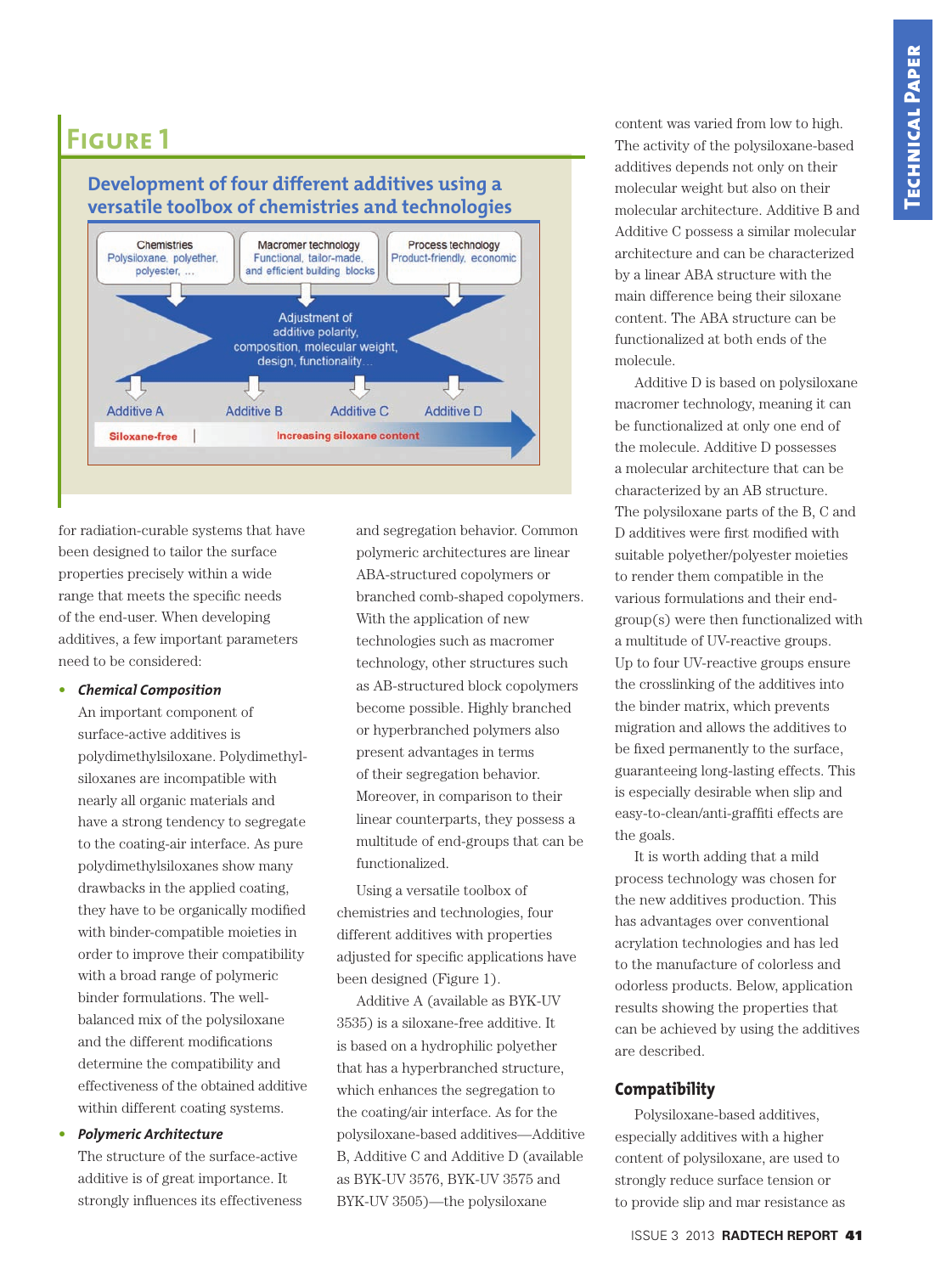## Figure 1

### Development of four different additives using a versatile toolbox of chemistries and technologies

Chemistries: Polysiloxane, polyether, polyester, ...
Macromer technology: Functional, tailor-made, and efficient building blocks
Process technology: Product-friendly, economic

Adjustment of additive polarity, composition, molecular weight, design, functionality...

Additive A | Additive B | Additive C | Additive D

Siloxane-free | Increasing siloxane content

for radiation-curable systems that have been designed to tailor the surface properties precisely within a wide range that meets the specific needs of the end-user. When developing additives, a few important parameters need to be considered:

- ***Chemical Composition***
  An important component of surface-active additives is polydimethylsiloxane. Polydimethylsiloxanes are incompatible with nearly all organic materials and have a strong tendency to segregate to the coating-air interface. As pure polydimethylsiloxanes show many drawbacks in the applied coating, they have to be organically modified with binder-compatible moieties in order to improve their compatibility with a broad range of polymeric binder formulations. The well-balanced mix of the polysiloxane and the different modifications determine the compatibility and effectiveness of the obtained additive within different coating systems.

- ***Polymeric Architecture***
  The structure of the surface-active additive is of great importance. It strongly influences its effectiveness and segregation behavior. Common polymeric architectures are linear ABA-structured copolymers or branched comb-shaped copolymers. With the application of new technologies such as macromer technology, other structures such as AB-structured block copolymers become possible. Highly branched or hyperbranched polymers also present advantages in terms of their segregation behavior. Moreover, in comparison to their linear counterparts, they possess a multitude of end-groups that can be functionalized.

Using a versatile toolbox of chemistries and technologies, four different additives with properties adjusted for specific applications have been designed (Figure 1).

Additive A (available as BYK-UV 3535) is a siloxane-free additive. It is based on a hydrophilic polyether that has a hyperbranched structure, which enhances the segregation to the coating/air interface. As for the polysiloxane-based additives—Additive B, Additive C and Additive D (available as BYK-UV 3576, BYK-UV 3575 and BYK-UV 3505)—the polysiloxane content was varied from low to high. The activity of the polysiloxane-based additives depends not only on their molecular weight but also on their molecular architecture. Additive B and Additive C possess a similar molecular architecture and can be characterized by a linear ABA structure with the main difference being their siloxane content. The ABA structure can be functionalized at both ends of the molecule.

Additive D is based on polysiloxane macromer technology, meaning it can be functionalized at only one end of the molecule. Additive D possesses a molecular architecture that can be characterized by an AB structure. The polysiloxane parts of the B, C and D additives were first modified with suitable polyether/polyester moieties to render them compatible in the various formulations and their end-group(s) were then functionalized with a multitude of UV-reactive groups. Up to four UV-reactive groups ensure the crosslinking of the additives into the binder matrix, which prevents migration and allows the additives to be fixed permanently to the surface, guaranteeing long-lasting effects. This is especially desirable when slip and easy-to-clean/anti-graffiti effects are the goals.

It is worth adding that a mild process technology was chosen for the new additives production. This has advantages over conventional acrylation technologies and has led to the manufacture of colorless and odorless products. Below, application results showing the properties that can be achieved by using the additives are described.

## Compatibility

Polysiloxane-based additives, especially additives with a higher content of polysiloxane, are used to strongly reduce surface tension or to provide slip and mar resistance as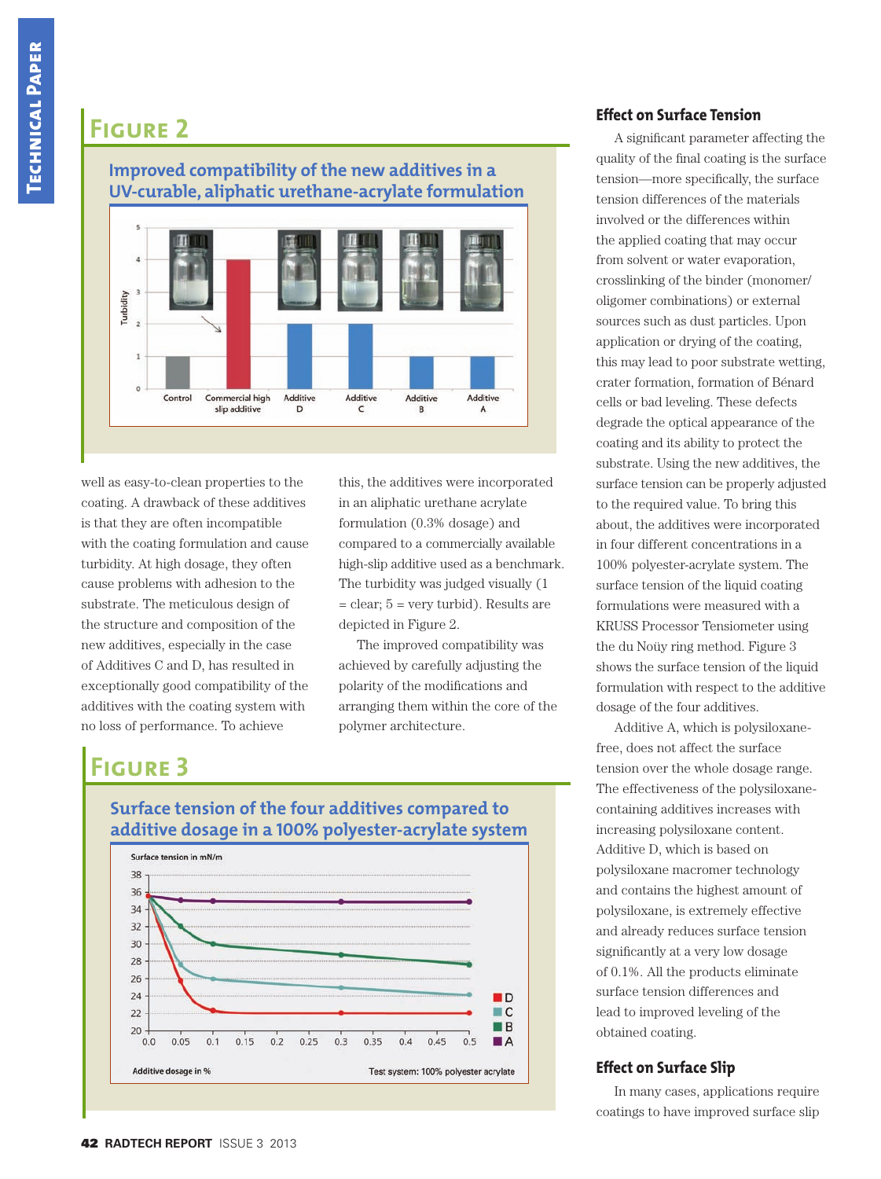## Figure 2

### Improved compatibility of the new additives in a UV-curable, aliphatic urethane-acrylate formulation

| | Control | Commercial high slip additive | Additive D | Additive C | Additive B | Additive A |
|---|---|---|---|---|---|---|
| Turbidity | 1 | 4 | 2 | 2 | 1 | 1 |

well as easy-to-clean properties to the coating. A drawback of these additives is that they are often incompatible with the coating formulation and cause turbidity. At high dosage, they often cause problems with adhesion to the substrate. The meticulous design of the structure and composition of the new additives, especially in the case of Additives C and D, has resulted in exceptionally good compatibility of the additives with the coating system with no loss of performance. To achieve this, the additives were incorporated in an aliphatic urethane acrylate formulation (0.3% dosage) and compared to a commercially available high-slip additive used as a benchmark. The turbidity was judged visually (1 = clear; 5 = very turbid). Results are depicted in Figure 2.

The improved compatibility was achieved by carefully adjusting the polarity of the modifications and arranging them within the core of the polymer architecture.

## Figure 3

### Surface tension of the four additives compared to additive dosage in a 100% polyester-acrylate system

Surface tension in mN/m; Additive dosage in %; Test system: 100% polyester acrylate

| Additive dosage (%) | D | C | B | A |
|---|---|---|---|---|
| 0.0 | 35.5 | 35.5 | 35.5 | 35.5 |
| 0.05 | 25.8 | 27.8 | 32 | 35.1 |
| 0.1 | 22.3 | 26 | 30 | 35 |
| 0.3 | 22 | 25 | 28.7 | 34.9 |
| 0.5 | 22 | 24.2 | 27.7 | 34.9 |

### Effect on Surface Tension

A significant parameter affecting the quality of the final coating is the surface tension—more specifically, the surface tension differences of the materials involved or the differences within the applied coating that may occur from solvent or water evaporation, crosslinking of the binder (monomer/ oligomer combinations) or external sources such as dust particles. Upon application or drying of the coating, this may lead to poor substrate wetting, crater formation, formation of Bénard cells or bad leveling. These defects degrade the optical appearance of the coating and its ability to protect the substrate. Using the new additives, the surface tension can be properly adjusted to the required value. To bring this about, the additives were incorporated in four different concentrations in a 100% polyester-acrylate system. The surface tension of the liquid coating formulations were measured with a KRUSS Processor Tensiometer using the du Noüy ring method. Figure 3 shows the surface tension of the liquid formulation with respect to the additive dosage of the four additives.

Additive A, which is polysiloxane-free, does not affect the surface tension over the whole dosage range. The effectiveness of the polysiloxane-containing additives increases with increasing polysiloxane content. Additive D, which is based on polysiloxane macromer technology and contains the highest amount of polysiloxane, is extremely effective and already reduces surface tension significantly at a very low dosage of 0.1%. All the products eliminate surface tension differences and lead to improved leveling of the obtained coating.

### Effect on Surface Slip

In many cases, applications require coatings to have improved surface slip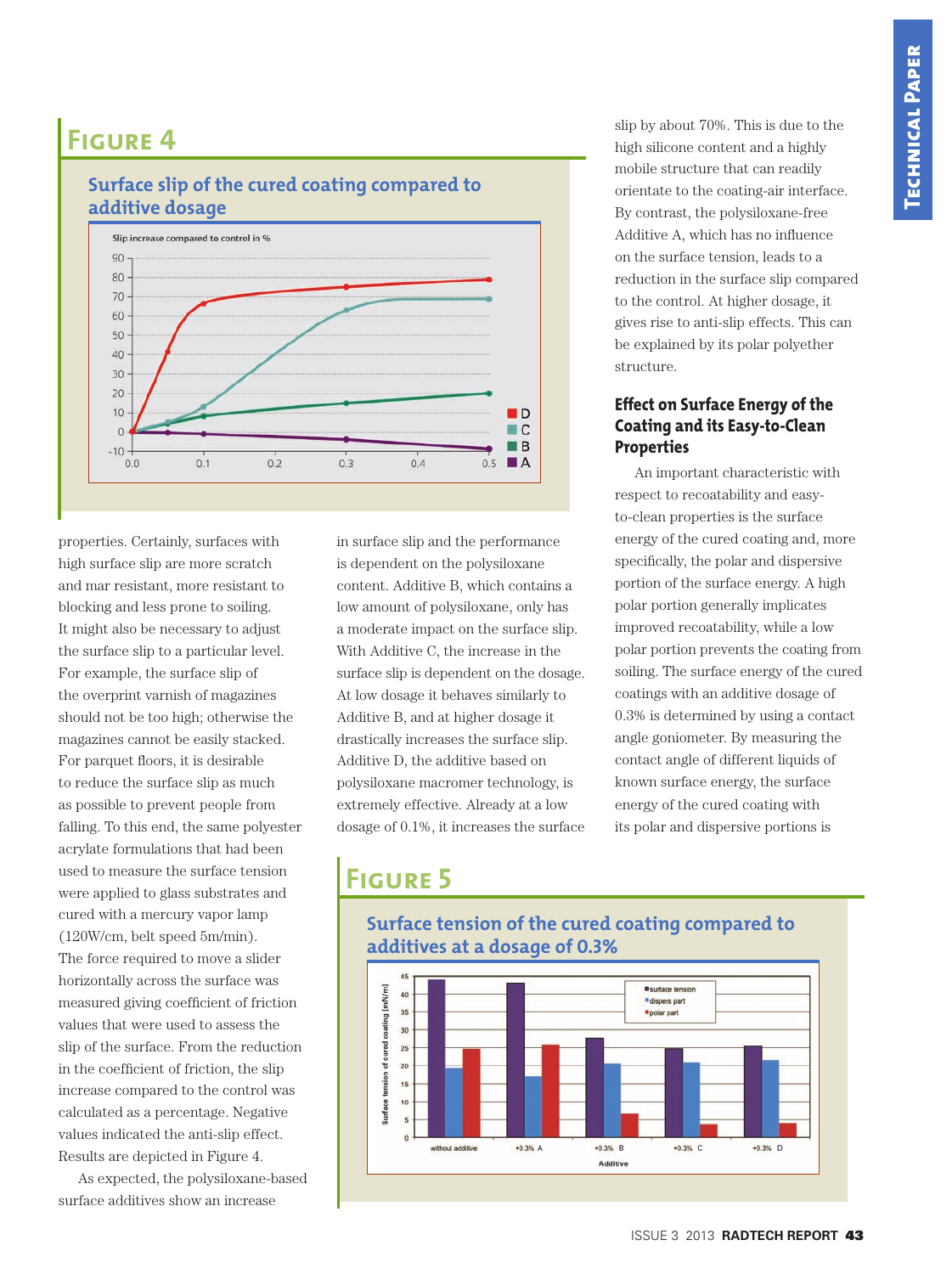## Figure 4

### Surface slip of the cured coating compared to additive dosage

properties. Certainly, surfaces with high surface slip are more scratch and mar resistant, more resistant to blocking and less prone to soiling. It might also be necessary to adjust the surface slip to a particular level. For example, the surface slip of the overprint varnish of magazines should not be too high; otherwise the magazines cannot be easily stacked. For parquet floors, it is desirable to reduce the surface slip as much as possible to prevent people from falling. To this end, the same polyester acrylate formulations that had been used to measure the surface tension were applied to glass substrates and cured with a mercury vapor lamp (120W/cm, belt speed 5m/min). The force required to move a slider horizontally across the surface was measured giving coefficient of friction values that were used to assess the slip of the surface. From the reduction in the coefficient of friction, the slip increase compared to the control was calculated as a percentage. Negative values indicated the anti-slip effect. Results are depicted in Figure 4.

As expected, the polysiloxane-based surface additives show an increase in surface slip and the performance is dependent on the polysiloxane content. Additive B, which contains a low amount of polysiloxane, only has a moderate impact on the surface slip. With Additive C, the increase in the surface slip is dependent on the dosage. At low dosage it behaves similarly to Additive B, and at higher dosage it drastically increases the surface slip. Additive D, the additive based on polysiloxane macromer technology, is extremely effective. Already at a low dosage of 0.1%, it increases the surface slip by about 70%. This is due to the high silicone content and a highly mobile structure that can readily orientate to the coating-air interface. By contrast, the polysiloxane-free Additive A, which has no influence on the surface tension, leads to a reduction in the surface slip compared to the control. At higher dosage, it gives rise to anti-slip effects. This can be explained by its polar polyether structure.

### Effect on Surface Energy of the Coating and its Easy-to-Clean Properties

An important characteristic with respect to recoatability and easy-to-clean properties is the surface energy of the cured coating and, more specifically, the polar and dispersive portion of the surface energy. A high polar portion generally implicates improved recoatability, while a low polar portion prevents the coating from soiling. The surface energy of the cured coatings with an additive dosage of 0.3% is determined by using a contact angle goniometer. By measuring the contact angle of different liquids of known surface energy, the surface energy of the cured coating with its polar and dispersive portions is

## Figure 5

### Surface tension of the cured coating compared to additives at a dosage of 0.3%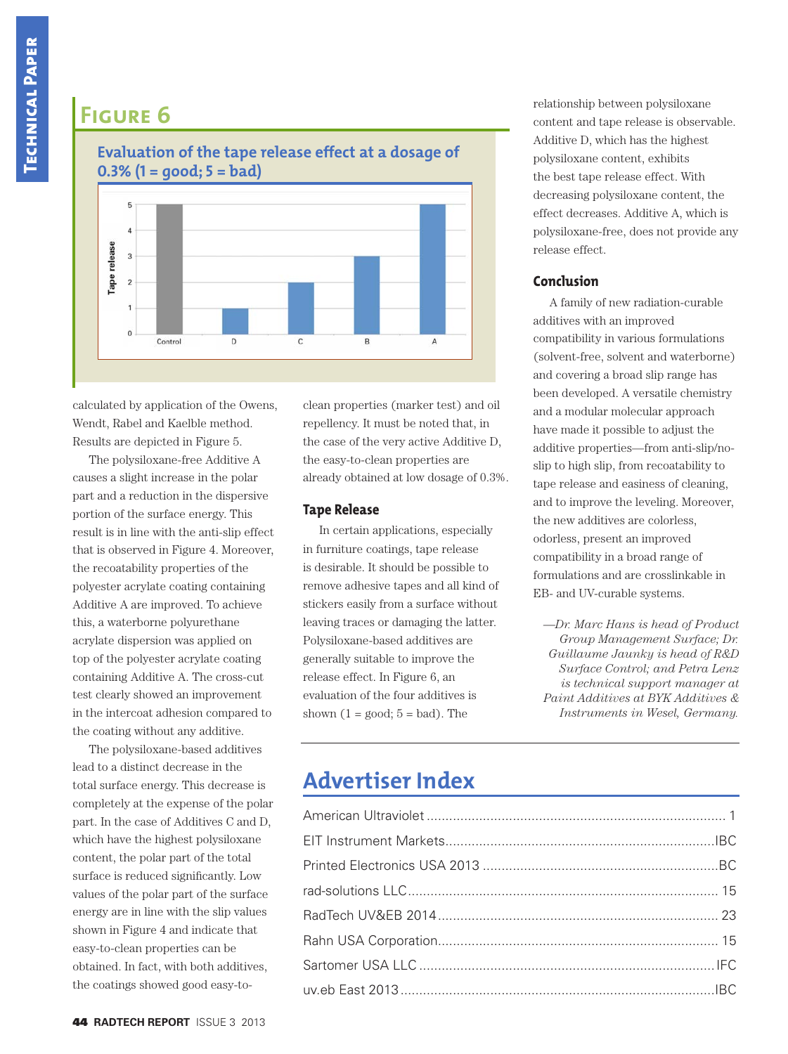## Figure 6

**Evaluation of the tape release effect at a dosage of 0.3% (1 = good; 5 = bad)**

Tape release

5
4
3
2
1
0

Control D C B A

calculated by application of the Owens, Wendt, Rabel and Kaelble method. Results are depicted in Figure 5.

The polysiloxane-free Additive A causes a slight increase in the polar part and a reduction in the dispersive portion of the surface energy. This result is in line with the anti-slip effect that is observed in Figure 4. Moreover, the recoatability properties of the polyester acrylate coating containing Additive A are improved. To achieve this, a waterborne polyurethane acrylate dispersion was applied on top of the polyester acrylate coating containing Additive A. The cross-cut test clearly showed an improvement in the intercoat adhesion compared to the coating without any additive.

The polysiloxane-based additives lead to a distinct decrease in the total surface energy. This decrease is completely at the expense of the polar part. In the case of Additives C and D, which have the highest polysiloxane content, the polar part of the total surface is reduced significantly. Low values of the polar part of the surface energy are in line with the slip values shown in Figure 4 and indicate that easy-to-clean properties can be obtained. In fact, with both additives, the coatings showed good easy-to-clean properties (marker test) and oil repellency. It must be noted that, in the case of the very active Additive D, the easy-to-clean properties are already obtained at low dosage of 0.3%.

### Tape Release

In certain applications, especially in furniture coatings, tape release is desirable. It should be possible to remove adhesive tapes and all kind of stickers easily from a surface without leaving traces or damaging the latter. Polysiloxane-based additives are generally suitable to improve the release effect. In Figure 6, an evaluation of the four additives is shown (1 = good; 5 = bad). The relationship between polysiloxane content and tape release is observable. Additive D, which has the highest polysiloxane content, exhibits the best tape release effect. With decreasing polysiloxane content, the effect decreases. Additive A, which is polysiloxane-free, does not provide any release effect.

### Conclusion

A family of new radiation-curable additives with an improved compatibility in various formulations (solvent-free, solvent and waterborne) and covering a broad slip range has been developed. A versatile chemistry and a modular molecular approach have made it possible to adjust the additive properties—from anti-slip/no-slip to high slip, from recoatability to tape release and easiness of cleaning, and to improve the leveling. Moreover, the new additives are colorless, odorless, present an improved compatibility in a broad range of formulations and are crosslinkable in EB- and UV-curable systems.

*—Dr. Marc Hans is head of Product Group Management Surface; Dr. Guillaume Jaunky is head of R&D Surface Control; and Petra Lenz is technical support manager at Paint Additives at BYK Additives & Instruments in Wesel, Germany.*

## Advertiser Index

| | |
|---|---|
| American Ultraviolet | 1 |
| EIT Instrument Markets | IBC |
| Printed Electronics USA 2013 | BC |
| rad-solutions LLC | 15 |
| RadTech UV&EB 2014 | 23 |
| Rahn USA Corporation | 15 |
| Sartomer USA LLC | IFC |
| uv.eb East 2013 | IBC |